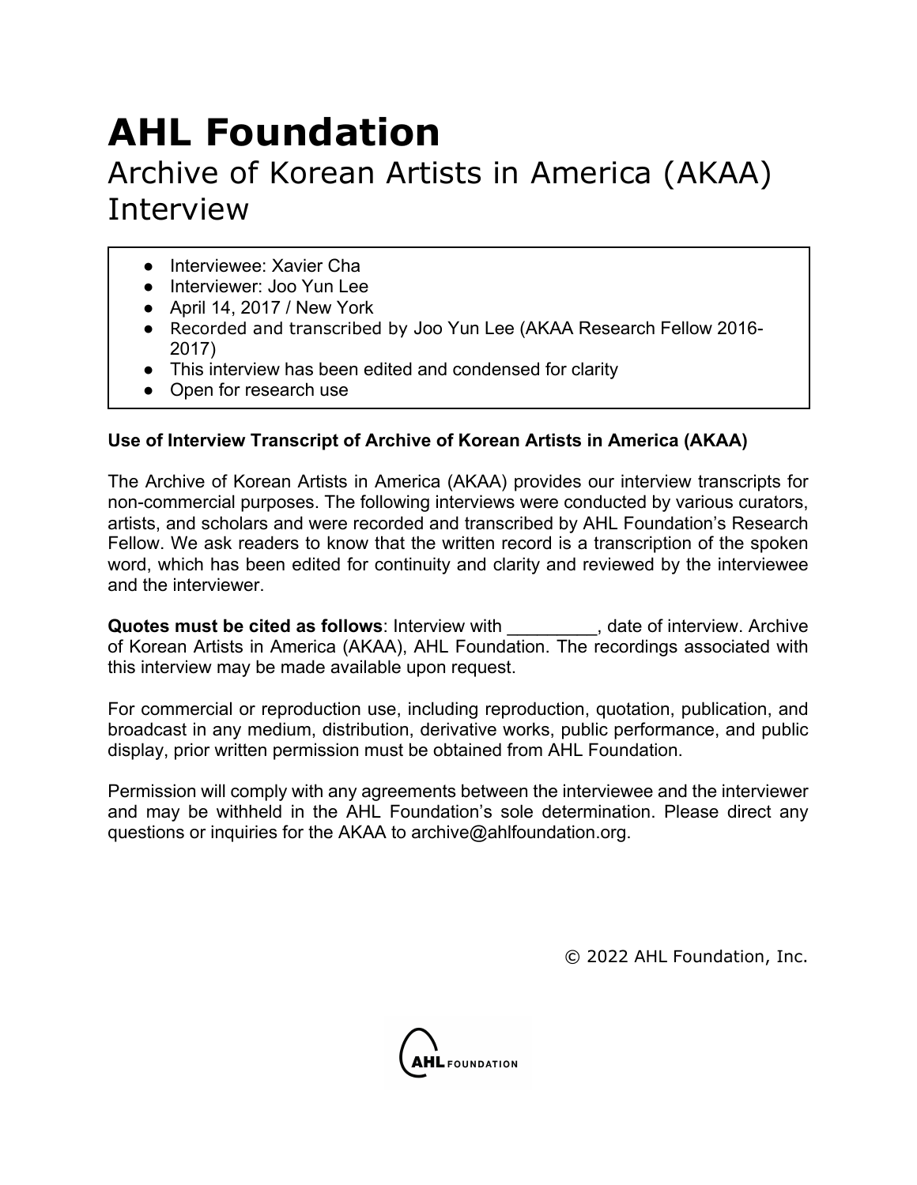# AHL Foundation

## Archive of Korean Artists in America (AKAA) Interview

- Interviewee: Xavier Cha
- Interviewer: Joo Yun Lee
- April 14, 2017 / New York
- Recorded and transcribed by Joo Yun Lee (AKAA Research Fellow 2016-2017)
- This interview has been edited and condensed for clarity
- Open for research use

**Use of Interview Transcript of Archive of Korean Artists in America (AKAA)**

The Archive of Korean Artists in America (AKAA) provides our interview transcripts for non-commercial purposes. The following interviews were conducted by various curators, artists, and scholars and were recorded and transcribed by AHL Foundation's Research Fellow. We ask readers to know that the written record is a transcription of the spoken word, which has been edited for continuity and clarity and reviewed by the interviewee and the interviewer.

**Quotes must be cited as follows**: Interview with _________, date of interview. Archive of Korean Artists in America (AKAA), AHL Foundation. The recordings associated with this interview may be made available upon request.

For commercial or reproduction use, including reproduction, quotation, publication, and broadcast in any medium, distribution, derivative works, public performance, and public display, prior written permission must be obtained from AHL Foundation.

Permission will comply with any agreements between the interviewee and the interviewer and may be withheld in the AHL Foundation's sole determination. Please direct any questions or inquiries for the AKAA to archive@ahlfoundation.org.

© 2022 AHL Foundation, Inc.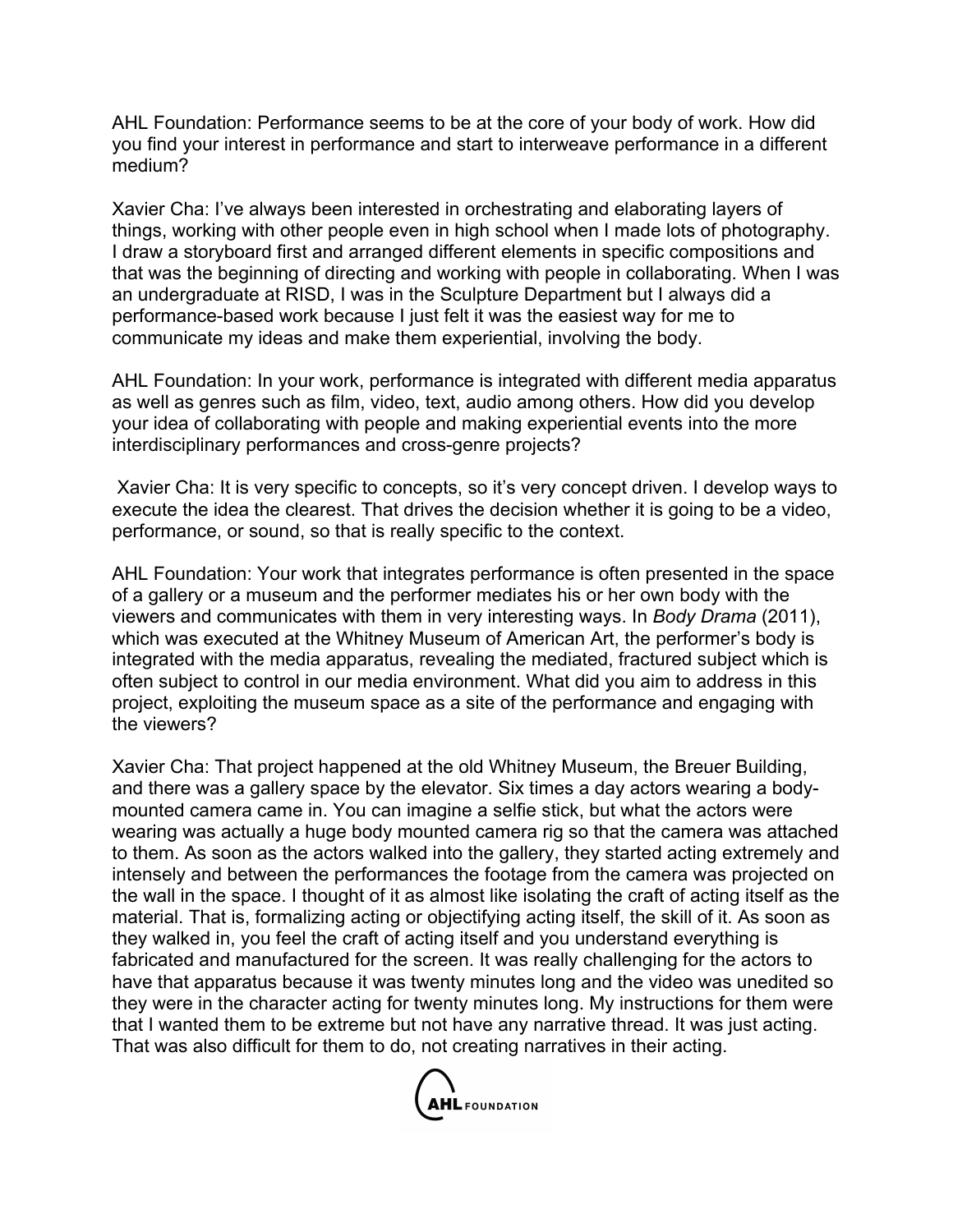AHL Foundation: Performance seems to be at the core of your body of work. How did you find your interest in performance and start to interweave performance in a different medium?

Xavier Cha: I've always been interested in orchestrating and elaborating layers of things, working with other people even in high school when I made lots of photography. I draw a storyboard first and arranged different elements in specific compositions and that was the beginning of directing and working with people in collaborating. When I was an undergraduate at RISD, I was in the Sculpture Department but I always did a performance-based work because I just felt it was the easiest way for me to communicate my ideas and make them experiential, involving the body.

AHL Foundation: In your work, performance is integrated with different media apparatus as well as genres such as film, video, text, audio among others. How did you develop your idea of collaborating with people and making experiential events into the more interdisciplinary performances and cross-genre projects?

Xavier Cha: It is very specific to concepts, so it's very concept driven. I develop ways to execute the idea the clearest. That drives the decision whether it is going to be a video, performance, or sound, so that is really specific to the context.

AHL Foundation: Your work that integrates performance is often presented in the space of a gallery or a museum and the performer mediates his or her own body with the viewers and communicates with them in very interesting ways. In *Body Drama* (2011), which was executed at the Whitney Museum of American Art, the performer's body is integrated with the media apparatus, revealing the mediated, fractured subject which is often subject to control in our media environment. What did you aim to address in this project, exploiting the museum space as a site of the performance and engaging with the viewers?

Xavier Cha: That project happened at the old Whitney Museum, the Breuer Building, and there was a gallery space by the elevator. Six times a day actors wearing a body-mounted camera came in. You can imagine a selfie stick, but what the actors were wearing was actually a huge body mounted camera rig so that the camera was attached to them. As soon as the actors walked into the gallery, they started acting extremely and intensely and between the performances the footage from the camera was projected on the wall in the space. I thought of it as almost like isolating the craft of acting itself as the material. That is, formalizing acting or objectifying acting itself, the skill of it. As soon as they walked in, you feel the craft of acting itself and you understand everything is fabricated and manufactured for the screen. It was really challenging for the actors to have that apparatus because it was twenty minutes long and the video was unedited so they were in the character acting for twenty minutes long. My instructions for them were that I wanted them to be extreme but not have any narrative thread. It was just acting. That was also difficult for them to do, not creating narratives in their acting.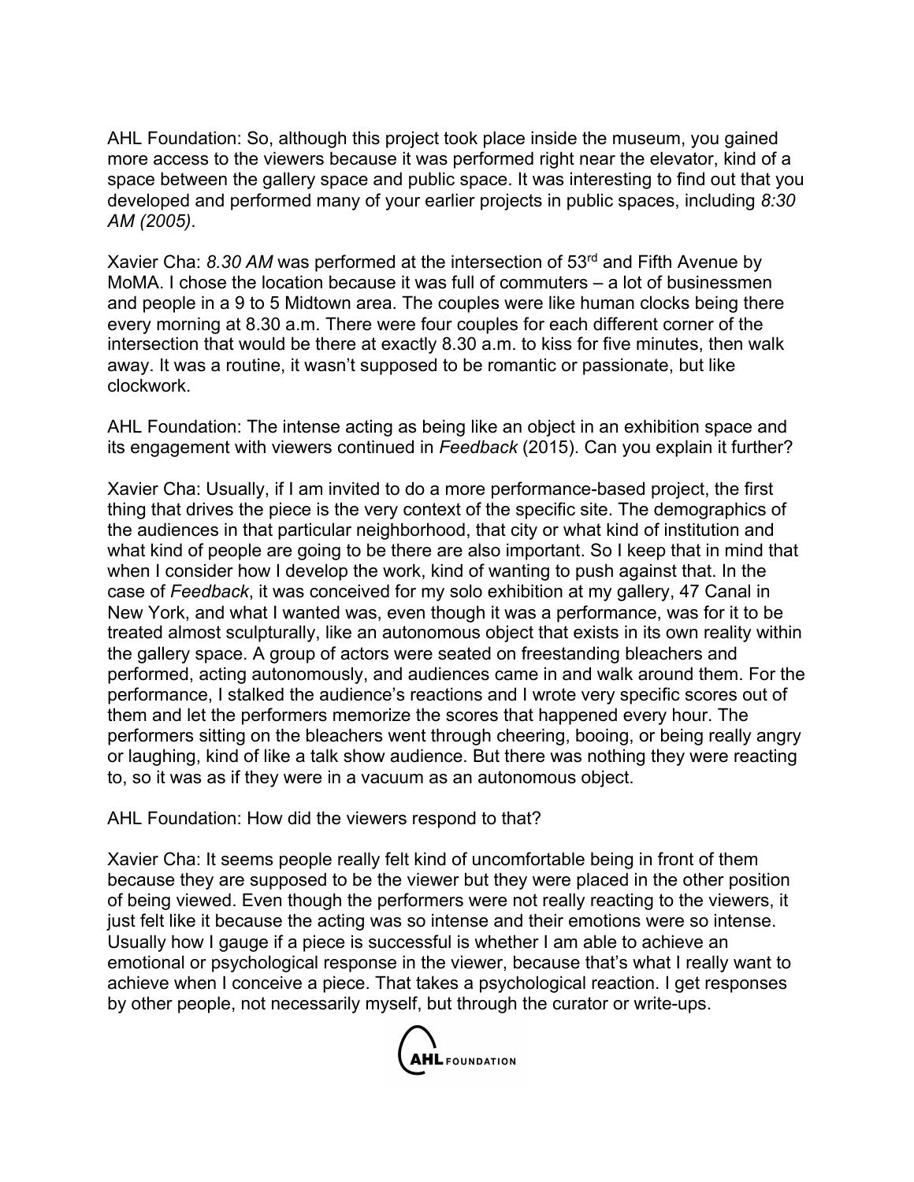AHL Foundation: So, although this project took place inside the museum, you gained more access to the viewers because it was performed right near the elevator, kind of a space between the gallery space and public space. It was interesting to find out that you developed and performed many of your earlier projects in public spaces, including *8:30 AM (2005)*.

Xavier Cha: *8.30 AM* was performed at the intersection of 53rd and Fifth Avenue by MoMA. I chose the location because it was full of commuters – a lot of businessmen and people in a 9 to 5 Midtown area. The couples were like human clocks being there every morning at 8.30 a.m. There were four couples for each different corner of the intersection that would be there at exactly 8.30 a.m. to kiss for five minutes, then walk away. It was a routine, it wasn't supposed to be romantic or passionate, but like clockwork.

AHL Foundation: The intense acting as being like an object in an exhibition space and its engagement with viewers continued in *Feedback* (2015). Can you explain it further?

Xavier Cha: Usually, if I am invited to do a more performance-based project, the first thing that drives the piece is the very context of the specific site. The demographics of the audiences in that particular neighborhood, that city or what kind of institution and what kind of people are going to be there are also important. So I keep that in mind that when I consider how I develop the work, kind of wanting to push against that. In the case of *Feedback*, it was conceived for my solo exhibition at my gallery, 47 Canal in New York, and what I wanted was, even though it was a performance, was for it to be treated almost sculpturally, like an autonomous object that exists in its own reality within the gallery space. A group of actors were seated on freestanding bleachers and performed, acting autonomously, and audiences came in and walk around them. For the performance, I stalked the audience's reactions and I wrote very specific scores out of them and let the performers memorize the scores that happened every hour. The performers sitting on the bleachers went through cheering, booing, or being really angry or laughing, kind of like a talk show audience. But there was nothing they were reacting to, so it was as if they were in a vacuum as an autonomous object.

AHL Foundation: How did the viewers respond to that?

Xavier Cha: It seems people really felt kind of uncomfortable being in front of them because they are supposed to be the viewer but they were placed in the other position of being viewed. Even though the performers were not really reacting to the viewers, it just felt like it because the acting was so intense and their emotions were so intense. Usually how I gauge if a piece is successful is whether I am able to achieve an emotional or psychological response in the viewer, because that's what I really want to achieve when I conceive a piece. That takes a psychological reaction. I get responses by other people, not necessarily myself, but through the curator or write-ups.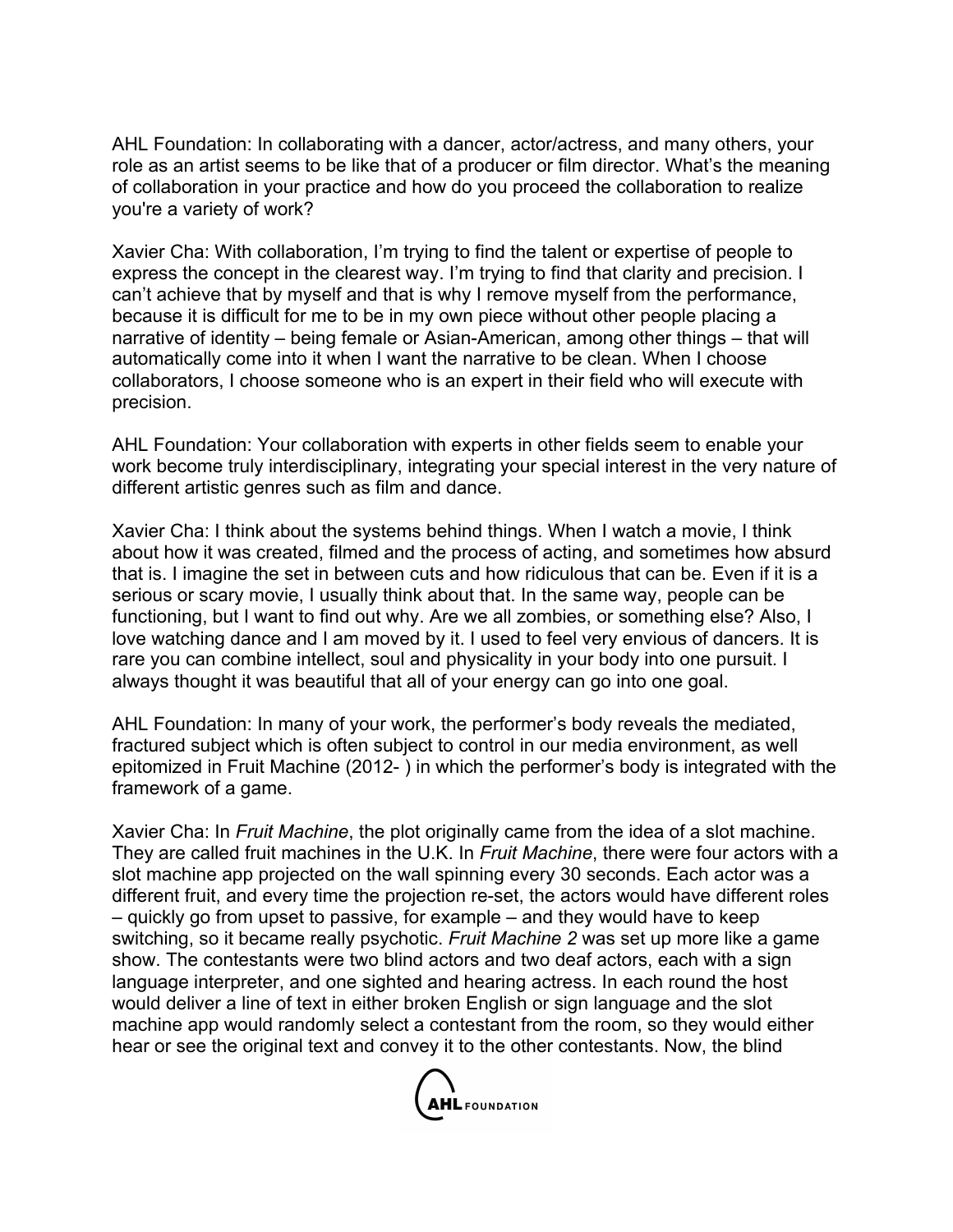AHL Foundation: In collaborating with a dancer, actor/actress, and many others, your role as an artist seems to be like that of a producer or film director. What's the meaning of collaboration in your practice and how do you proceed the collaboration to realize you're a variety of work?

Xavier Cha: With collaboration, I'm trying to find the talent or expertise of people to express the concept in the clearest way. I'm trying to find that clarity and precision. I can't achieve that by myself and that is why I remove myself from the performance, because it is difficult for me to be in my own piece without other people placing a narrative of identity – being female or Asian-American, among other things – that will automatically come into it when I want the narrative to be clean. When I choose collaborators, I choose someone who is an expert in their field who will execute with precision.

AHL Foundation: Your collaboration with experts in other fields seem to enable your work become truly interdisciplinary, integrating your special interest in the very nature of different artistic genres such as film and dance.

Xavier Cha: I think about the systems behind things. When I watch a movie, I think about how it was created, filmed and the process of acting, and sometimes how absurd that is. I imagine the set in between cuts and how ridiculous that can be. Even if it is a serious or scary movie, I usually think about that. In the same way, people can be functioning, but I want to find out why. Are we all zombies, or something else? Also, I love watching dance and I am moved by it. I used to feel very envious of dancers. It is rare you can combine intellect, soul and physicality in your body into one pursuit. I always thought it was beautiful that all of your energy can go into one goal.

AHL Foundation: In many of your work, the performer's body reveals the mediated, fractured subject which is often subject to control in our media environment, as well epitomized in Fruit Machine (2012- ) in which the performer's body is integrated with the framework of a game.

Xavier Cha: In *Fruit Machine*, the plot originally came from the idea of a slot machine. They are called fruit machines in the U.K. In *Fruit Machine*, there were four actors with a slot machine app projected on the wall spinning every 30 seconds. Each actor was a different fruit, and every time the projection re-set, the actors would have different roles – quickly go from upset to passive, for example – and they would have to keep switching, so it became really psychotic. *Fruit Machine 2* was set up more like a game show. The contestants were two blind actors and two deaf actors, each with a sign language interpreter, and one sighted and hearing actress. In each round the host would deliver a line of text in either broken English or sign language and the slot machine app would randomly select a contestant from the room, so they would either hear or see the original text and convey it to the other contestants. Now, the blind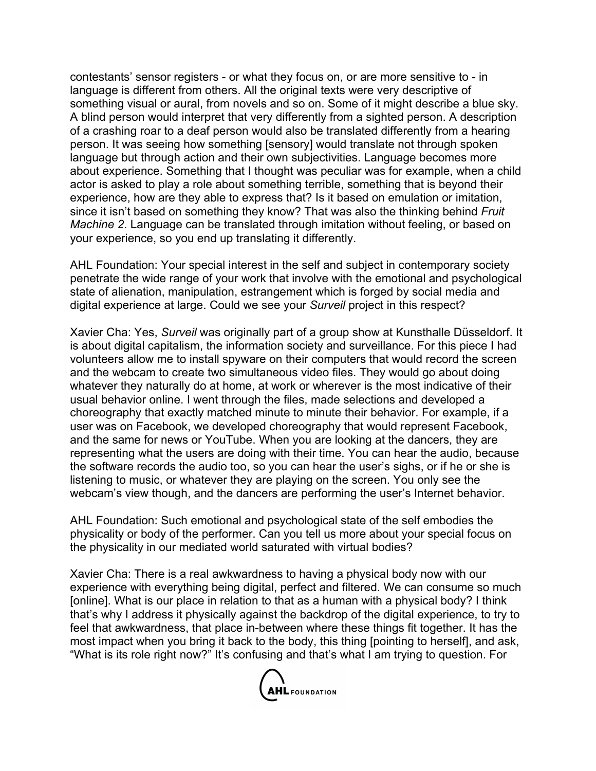contestants' sensor registers - or what they focus on, or are more sensitive to - in language is different from others. All the original texts were very descriptive of something visual or aural, from novels and so on. Some of it might describe a blue sky. A blind person would interpret that very differently from a sighted person. A description of a crashing roar to a deaf person would also be translated differently from a hearing person. It was seeing how something [sensory] would translate not through spoken language but through action and their own subjectivities. Language becomes more about experience. Something that I thought was peculiar was for example, when a child actor is asked to play a role about something terrible, something that is beyond their experience, how are they able to express that? Is it based on emulation or imitation, since it isn't based on something they know? That was also the thinking behind *Fruit Machine 2*. Language can be translated through imitation without feeling, or based on your experience, so you end up translating it differently.

AHL Foundation: Your special interest in the self and subject in contemporary society penetrate the wide range of your work that involve with the emotional and psychological state of alienation, manipulation, estrangement which is forged by social media and digital experience at large. Could we see your *Surveil* project in this respect?

Xavier Cha: Yes, *Surveil* was originally part of a group show at Kunsthalle Düsseldorf. It is about digital capitalism, the information society and surveillance. For this piece I had volunteers allow me to install spyware on their computers that would record the screen and the webcam to create two simultaneous video files. They would go about doing whatever they naturally do at home, at work or wherever is the most indicative of their usual behavior online. I went through the files, made selections and developed a choreography that exactly matched minute to minute their behavior. For example, if a user was on Facebook, we developed choreography that would represent Facebook, and the same for news or YouTube. When you are looking at the dancers, they are representing what the users are doing with their time. You can hear the audio, because the software records the audio too, so you can hear the user's sighs, or if he or she is listening to music, or whatever they are playing on the screen. You only see the webcam's view though, and the dancers are performing the user's Internet behavior.

AHL Foundation: Such emotional and psychological state of the self embodies the physicality or body of the performer. Can you tell us more about your special focus on the physicality in our mediated world saturated with virtual bodies?

Xavier Cha: There is a real awkwardness to having a physical body now with our experience with everything being digital, perfect and filtered. We can consume so much [online]. What is our place in relation to that as a human with a physical body? I think that's why I address it physically against the backdrop of the digital experience, to try to feel that awkwardness, that place in-between where these things fit together. It has the most impact when you bring it back to the body, this thing [pointing to herself], and ask, "What is its role right now?" It's confusing and that's what I am trying to question. For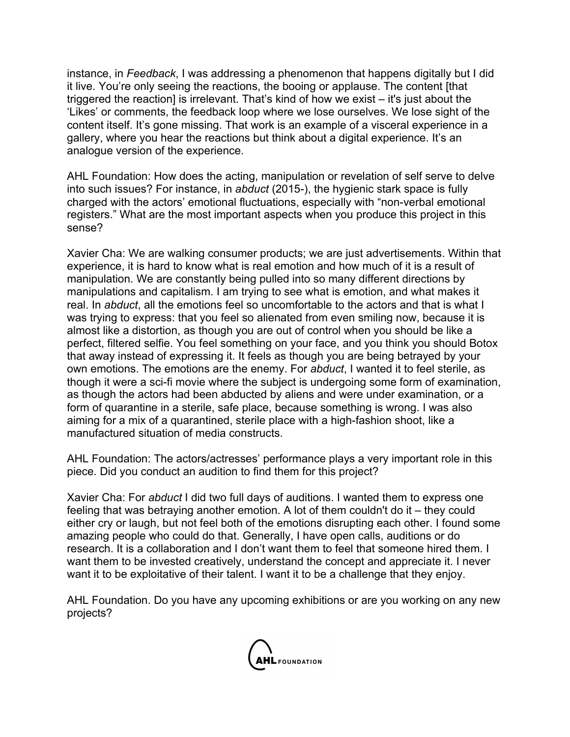instance, in *Feedback*, I was addressing a phenomenon that happens digitally but I did it live. You're only seeing the reactions, the booing or applause. The content [that triggered the reaction] is irrelevant. That's kind of how we exist – it's just about the 'Likes' or comments, the feedback loop where we lose ourselves. We lose sight of the content itself. It's gone missing. That work is an example of a visceral experience in a gallery, where you hear the reactions but think about a digital experience. It's an analogue version of the experience.

AHL Foundation: How does the acting, manipulation or revelation of self serve to delve into such issues? For instance, in *abduct* (2015-), the hygienic stark space is fully charged with the actors' emotional fluctuations, especially with "non-verbal emotional registers." What are the most important aspects when you produce this project in this sense?

Xavier Cha: We are walking consumer products; we are just advertisements. Within that experience, it is hard to know what is real emotion and how much of it is a result of manipulation. We are constantly being pulled into so many different directions by manipulations and capitalism. I am trying to see what is emotion, and what makes it real. In *abduct*, all the emotions feel so uncomfortable to the actors and that is what I was trying to express: that you feel so alienated from even smiling now, because it is almost like a distortion, as though you are out of control when you should be like a perfect, filtered selfie. You feel something on your face, and you think you should Botox that away instead of expressing it. It feels as though you are being betrayed by your own emotions. The emotions are the enemy. For *abduct*, I wanted it to feel sterile, as though it were a sci-fi movie where the subject is undergoing some form of examination, as though the actors had been abducted by aliens and were under examination, or a form of quarantine in a sterile, safe place, because something is wrong. I was also aiming for a mix of a quarantined, sterile place with a high-fashion shoot, like a manufactured situation of media constructs.

AHL Foundation: The actors/actresses' performance plays a very important role in this piece. Did you conduct an audition to find them for this project?

Xavier Cha: For *abduct* I did two full days of auditions. I wanted them to express one feeling that was betraying another emotion. A lot of them couldn't do it – they could either cry or laugh, but not feel both of the emotions disrupting each other. I found some amazing people who could do that. Generally, I have open calls, auditions or do research. It is a collaboration and I don't want them to feel that someone hired them. I want them to be invested creatively, understand the concept and appreciate it. I never want it to be exploitative of their talent. I want it to be a challenge that they enjoy.

AHL Foundation. Do you have any upcoming exhibitions or are you working on any new projects?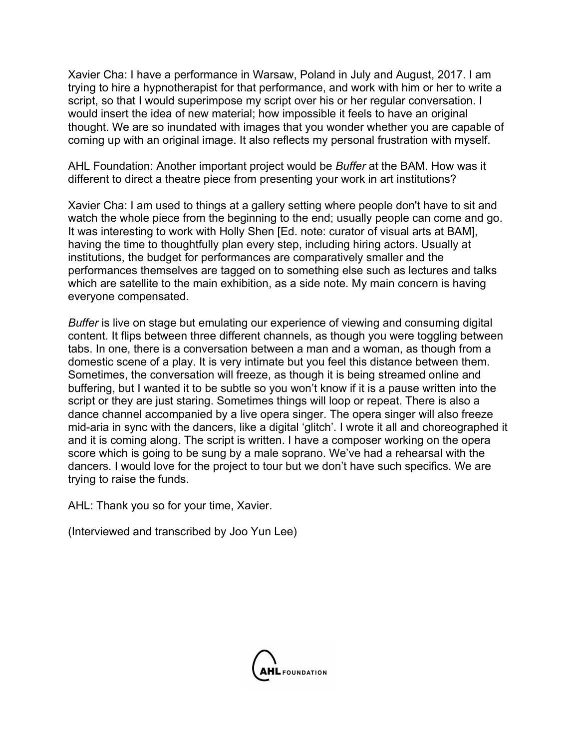Xavier Cha: I have a performance in Warsaw, Poland in July and August, 2017. I am trying to hire a hypnotherapist for that performance, and work with him or her to write a script, so that I would superimpose my script over his or her regular conversation. I would insert the idea of new material; how impossible it feels to have an original thought. We are so inundated with images that you wonder whether you are capable of coming up with an original image. It also reflects my personal frustration with myself.

AHL Foundation: Another important project would be *Buffer* at the BAM. How was it different to direct a theatre piece from presenting your work in art institutions?

Xavier Cha: I am used to things at a gallery setting where people don't have to sit and watch the whole piece from the beginning to the end; usually people can come and go. It was interesting to work with Holly Shen [Ed. note: curator of visual arts at BAM], having the time to thoughtfully plan every step, including hiring actors. Usually at institutions, the budget for performances are comparatively smaller and the performances themselves are tagged on to something else such as lectures and talks which are satellite to the main exhibition, as a side note. My main concern is having everyone compensated.

*Buffer* is live on stage but emulating our experience of viewing and consuming digital content. It flips between three different channels, as though you were toggling between tabs. In one, there is a conversation between a man and a woman, as though from a domestic scene of a play. It is very intimate but you feel this distance between them. Sometimes, the conversation will freeze, as though it is being streamed online and buffering, but I wanted it to be subtle so you won't know if it is a pause written into the script or they are just staring. Sometimes things will loop or repeat. There is also a dance channel accompanied by a live opera singer. The opera singer will also freeze mid-aria in sync with the dancers, like a digital 'glitch'. I wrote it all and choreographed it and it is coming along. The script is written. I have a composer working on the opera score which is going to be sung by a male soprano. We've had a rehearsal with the dancers. I would love for the project to tour but we don't have such specifics. We are trying to raise the funds.

AHL: Thank you so for your time, Xavier.

(Interviewed and transcribed by Joo Yun Lee)